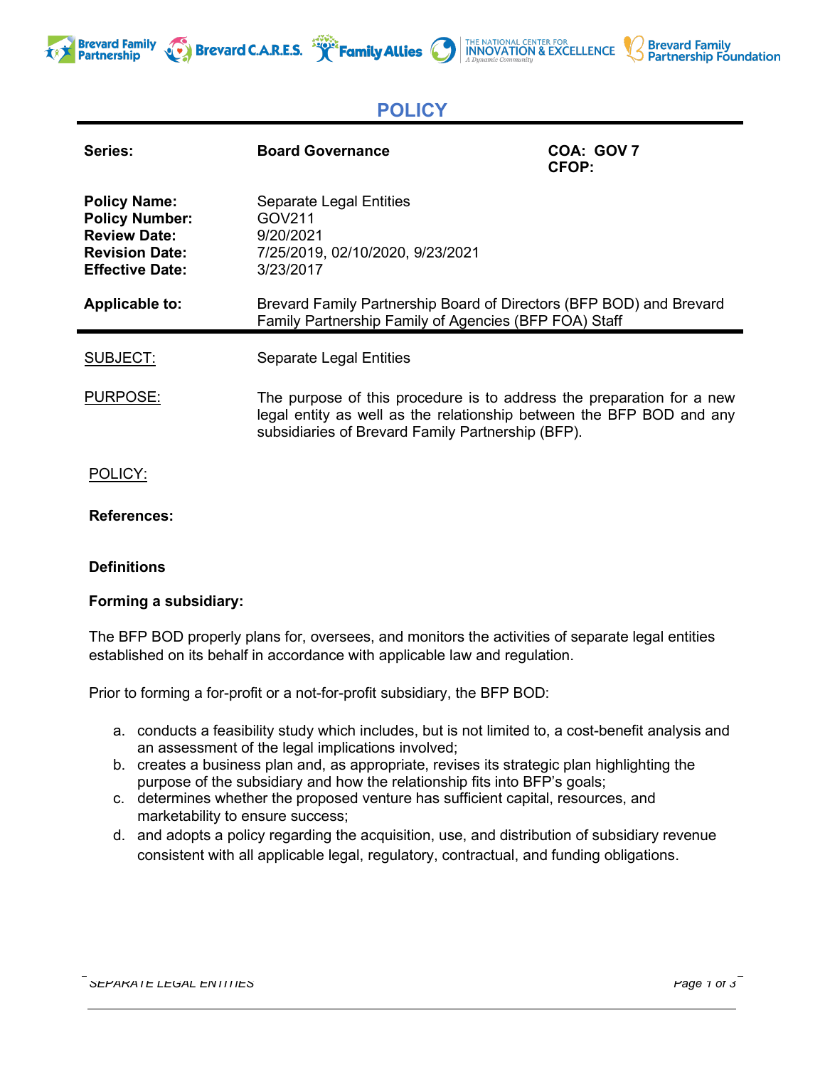# POLICY

| Series: | Board Governance | COA: GOV 7<br>CFOP: |
|---|---|---|
| **Policy Name:** | Separate Legal Entities | |
| **Policy Number:** | GOV211 | |
| **Review Date:** | 9/20/2021 | |
| **Revision Date:** | 7/25/2019, 02/10/2020, 9/23/2021 | |
| **Effective Date:** | 3/23/2017 | |
| **Applicable to:** | Brevard Family Partnership Board of Directors (BFP BOD) and Brevard Family Partnership Family of Agencies (BFP FOA) Staff | |

SUBJECT: Separate Legal Entities

PURPOSE: The purpose of this procedure is to address the preparation for a new legal entity as well as the relationship between the BFP BOD and any subsidiaries of Brevard Family Partnership (BFP).

POLICY:

**References:**

**Definitions**

**Forming a subsidiary:**

The BFP BOD properly plans for, oversees, and monitors the activities of separate legal entities established on its behalf in accordance with applicable law and regulation.

Prior to forming a for-profit or a not-for-profit subsidiary, the BFP BOD:

a. conducts a feasibility study which includes, but is not limited to, a cost-benefit analysis and an assessment of the legal implications involved;
b. creates a business plan and, as appropriate, revises its strategic plan highlighting the purpose of the subsidiary and how the relationship fits into BFP's goals;
c. determines whether the proposed venture has sufficient capital, resources, and marketability to ensure success;
d. and adopts a policy regarding the acquisition, use, and distribution of subsidiary revenue consistent with all applicable legal, regulatory, contractual, and funding obligations.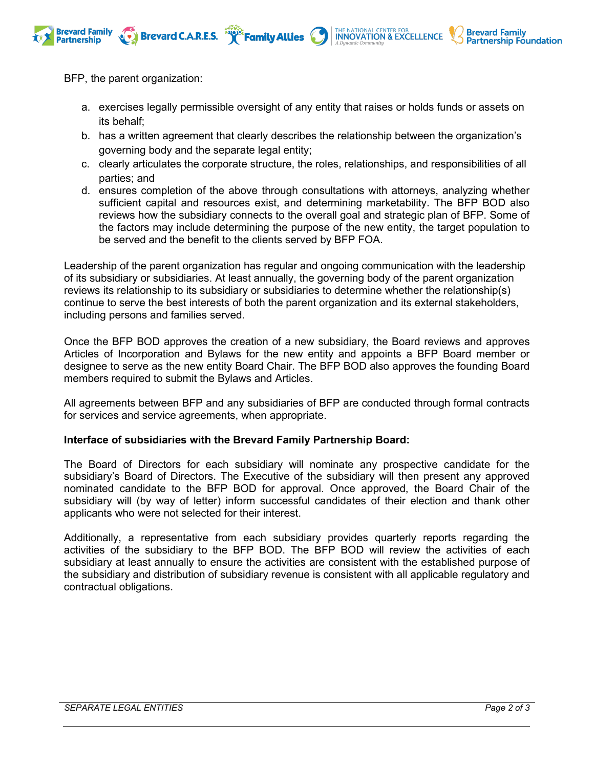BFP, the parent organization:

a. exercises legally permissible oversight of any entity that raises or holds funds or assets on its behalf;
b. has a written agreement that clearly describes the relationship between the organization's governing body and the separate legal entity;
c. clearly articulates the corporate structure, the roles, relationships, and responsibilities of all parties; and
d. ensures completion of the above through consultations with attorneys, analyzing whether sufficient capital and resources exist, and determining marketability. The BFP BOD also reviews how the subsidiary connects to the overall goal and strategic plan of BFP. Some of the factors may include determining the purpose of the new entity, the target population to be served and the benefit to the clients served by BFP FOA.

Leadership of the parent organization has regular and ongoing communication with the leadership of its subsidiary or subsidiaries. At least annually, the governing body of the parent organization reviews its relationship to its subsidiary or subsidiaries to determine whether the relationship(s) continue to serve the best interests of both the parent organization and its external stakeholders, including persons and families served.

Once the BFP BOD approves the creation of a new subsidiary, the Board reviews and approves Articles of Incorporation and Bylaws for the new entity and appoints a BFP Board member or designee to serve as the new entity Board Chair. The BFP BOD also approves the founding Board members required to submit the Bylaws and Articles.

All agreements between BFP and any subsidiaries of BFP are conducted through formal contracts for services and service agreements, when appropriate.

**Interface of subsidiaries with the Brevard Family Partnership Board:**

The Board of Directors for each subsidiary will nominate any prospective candidate for the subsidiary's Board of Directors. The Executive of the subsidiary will then present any approved nominated candidate to the BFP BOD for approval. Once approved, the Board Chair of the subsidiary will (by way of letter) inform successful candidates of their election and thank other applicants who were not selected for their interest.

Additionally, a representative from each subsidiary provides quarterly reports regarding the activities of the subsidiary to the BFP BOD. The BFP BOD will review the activities of each subsidiary at least annually to ensure the activities are consistent with the established purpose of the subsidiary and distribution of subsidiary revenue is consistent with all applicable regulatory and contractual obligations.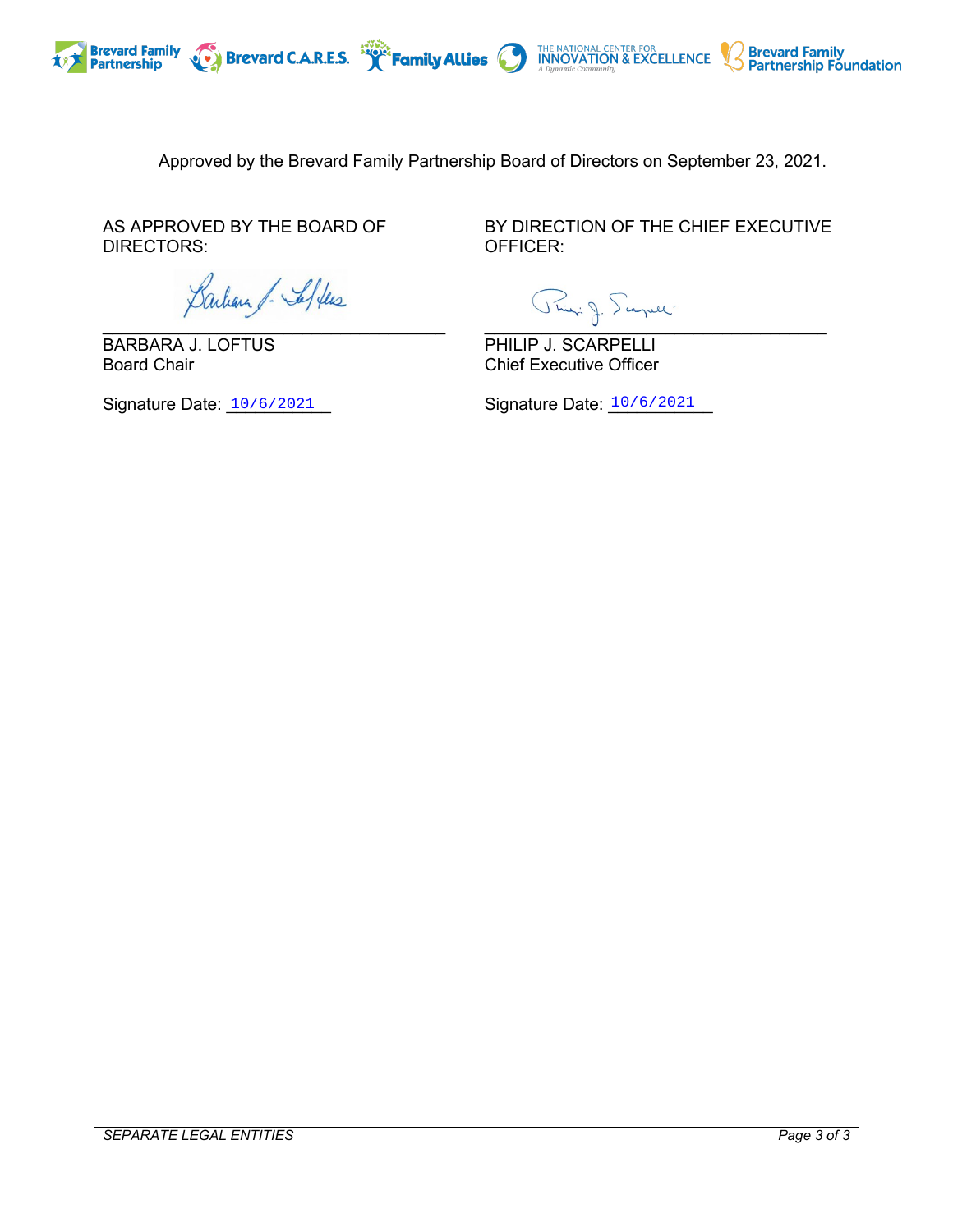Approved by the Brevard Family Partnership Board of Directors on September 23, 2021.

AS APPROVED BY THE BOARD OF DIRECTORS:

BARBARA J. LOFTUS
Board Chair

Signature Date: 10/6/2021

BY DIRECTION OF THE CHIEF EXECUTIVE OFFICER:

PHILIP J. SCARPELLI
Chief Executive Officer

Signature Date: 10/6/2021